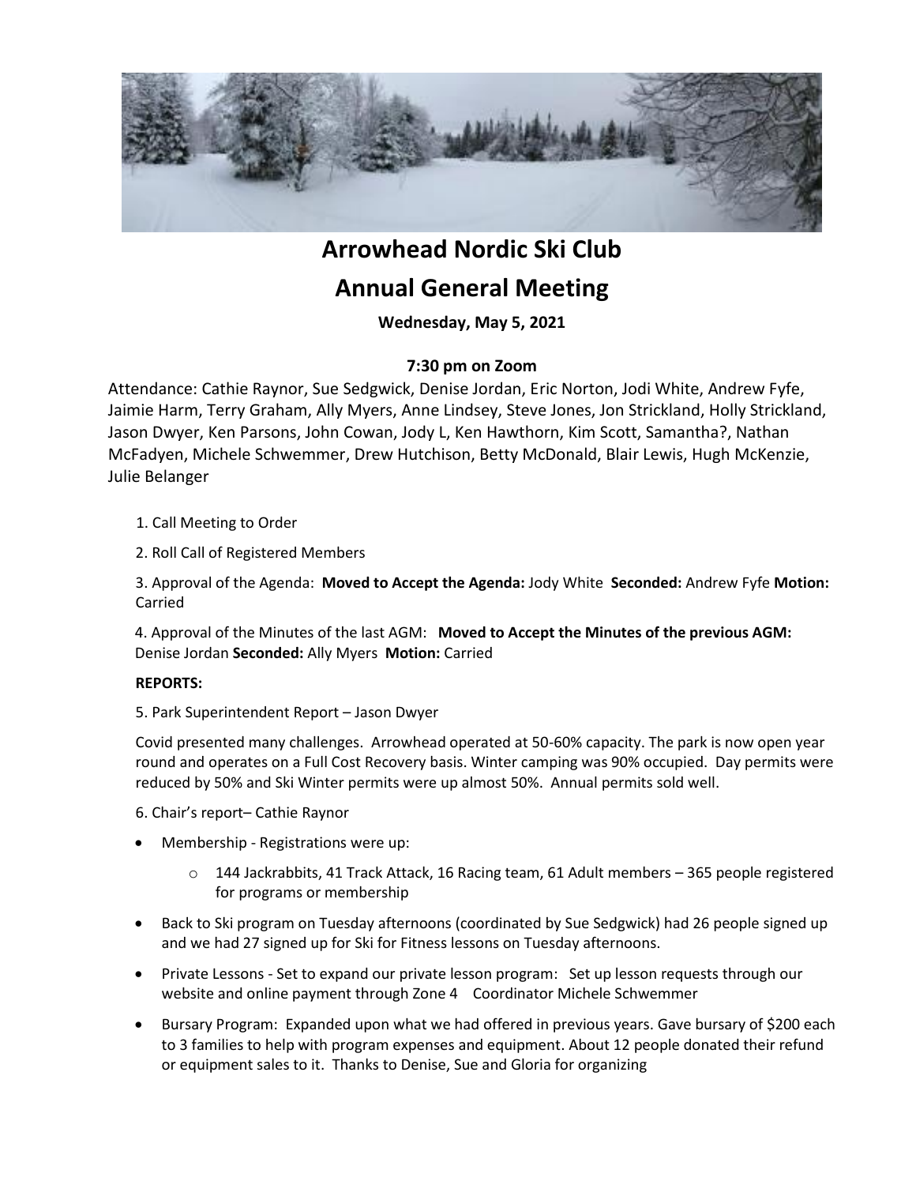# Arrowhead Nordic Ski Club

# Annual General Meeting

**Wednesday, May 5, 2021**

**7:30 pm on Zoom**

Attendance: Cathie Raynor, Sue Sedgwick, Denise Jordan, Eric Norton, Jodi White, Andrew Fyfe, Jaimie Harm, Terry Graham, Ally Myers, Anne Lindsey, Steve Jones, Jon Strickland, Holly Strickland, Jason Dwyer, Ken Parsons, John Cowan, Jody L, Ken Hawthorn, Kim Scott, Samantha?, Nathan McFadyen, Michele Schwemmer, Drew Hutchison, Betty McDonald, Blair Lewis, Hugh McKenzie, Julie Belanger

1. Call Meeting to Order

2. Roll Call of Registered Members

3. Approval of the Agenda: **Moved to Accept the Agenda:** Jody White **Seconded:** Andrew Fyfe **Motion:** Carried

4. Approval of the Minutes of the last AGM: **Moved to Accept the Minutes of the previous AGM:** Denise Jordan **Seconded:** Ally Myers **Motion:** Carried

**REPORTS:**

5. Park Superintendent Report – Jason Dwyer

Covid presented many challenges. Arrowhead operated at 50-60% capacity. The park is now open year round and operates on a Full Cost Recovery basis. Winter camping was 90% occupied. Day permits were reduced by 50% and Ski Winter permits were up almost 50%. Annual permits sold well.

6. Chair's report– Cathie Raynor

- Membership - Registrations were up:
  - 144 Jackrabbits, 41 Track Attack, 16 Racing team, 61 Adult members – 365 people registered for programs or membership
- Back to Ski program on Tuesday afternoons (coordinated by Sue Sedgwick) had 26 people signed up and we had 27 signed up for Ski for Fitness lessons on Tuesday afternoons.
- Private Lessons - Set to expand our private lesson program: Set up lesson requests through our website and online payment through Zone 4 Coordinator Michele Schwemmer
- Bursary Program: Expanded upon what we had offered in previous years. Gave bursary of $200 each to 3 families to help with program expenses and equipment. About 12 people donated their refund or equipment sales to it. Thanks to Denise, Sue and Gloria for organizing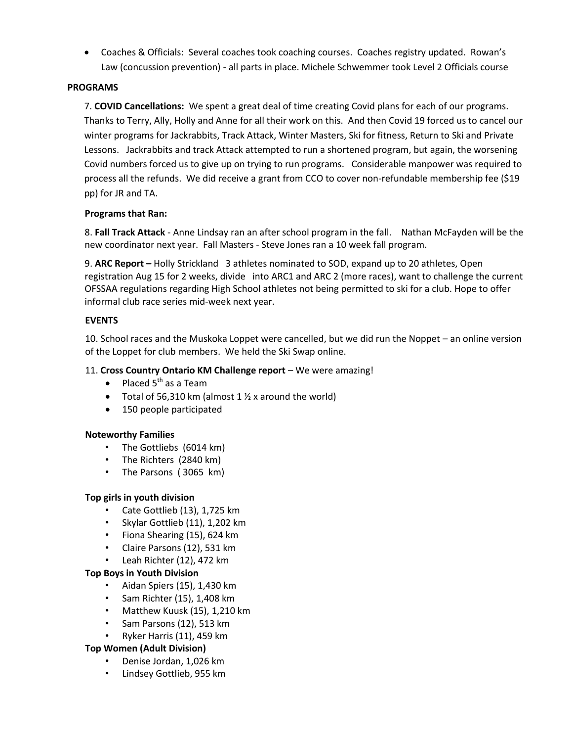- Coaches & Officials: Several coaches took coaching courses. Coaches registry updated. Rowan's Law (concussion prevention) - all parts in place. Michele Schwemmer took Level 2 Officials course

**PROGRAMS**

7. **COVID Cancellations:** We spent a great deal of time creating Covid plans for each of our programs. Thanks to Terry, Ally, Holly and Anne for all their work on this. And then Covid 19 forced us to cancel our winter programs for Jackrabbits, Track Attack, Winter Masters, Ski for fitness, Return to Ski and Private Lessons. Jackrabbits and track Attack attempted to run a shortened program, but again, the worsening Covid numbers forced us to give up on trying to run programs. Considerable manpower was required to process all the refunds. We did receive a grant from CCO to cover non-refundable membership fee ($19 pp) for JR and TA.

**Programs that Ran:**

8. **Fall Track Attack** - Anne Lindsay ran an after school program in the fall. Nathan McFayden will be the new coordinator next year. Fall Masters - Steve Jones ran a 10 week fall program.

9. **ARC Report –** Holly Strickland 3 athletes nominated to SOD, expand up to 20 athletes, Open registration Aug 15 for 2 weeks, divide into ARC1 and ARC 2 (more races), want to challenge the current OFSSAA regulations regarding High School athletes not being permitted to ski for a club. Hope to offer informal club race series mid-week next year.

**EVENTS**

10. School races and the Muskoka Loppet were cancelled, but we did run the Noppet – an online version of the Loppet for club members. We held the Ski Swap online.

11. **Cross Country Ontario KM Challenge report** – We were amazing!

- Placed 5th as a Team
- Total of 56,310 km (almost 1 ½ x around the world)
- 150 people participated

**Noteworthy Families**

- The Gottliebs (6014 km)
- The Richters (2840 km)
- The Parsons ( 3065 km)

**Top girls in youth division**

- Cate Gottlieb (13), 1,725 km
- Skylar Gottlieb (11), 1,202 km
- Fiona Shearing (15), 624 km
- Claire Parsons (12), 531 km
- Leah Richter (12), 472 km

**Top Boys in Youth Division**

- Aidan Spiers (15), 1,430 km
- Sam Richter (15), 1,408 km
- Matthew Kuusk (15), 1,210 km
- Sam Parsons (12), 513 km
- Ryker Harris (11), 459 km

**Top Women (Adult Division)**

- Denise Jordan, 1,026 km
- Lindsey Gottlieb, 955 km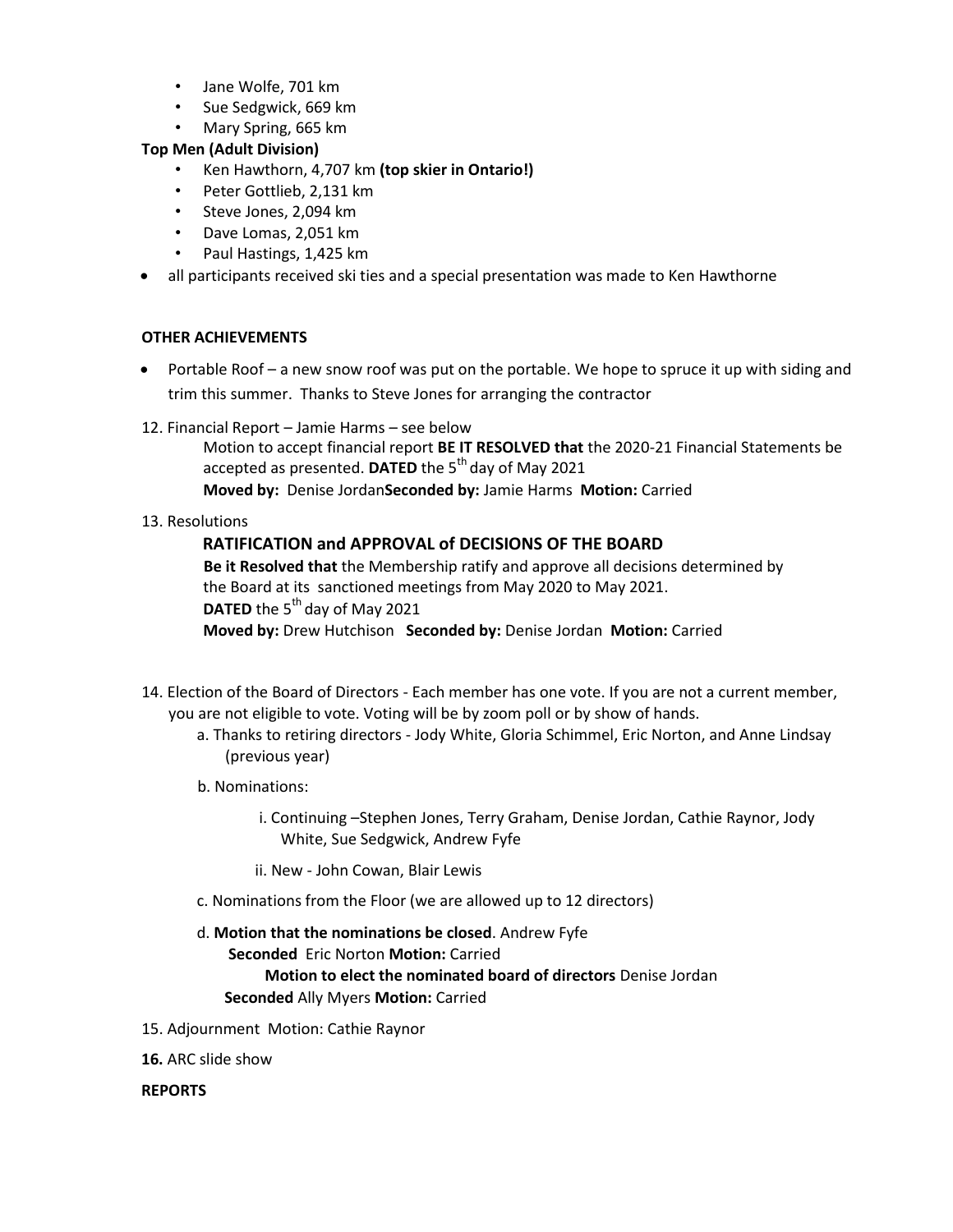- Jane Wolfe, 701 km
- Sue Sedgwick, 669 km
- Mary Spring, 665 km

**Top Men (Adult Division)**

- Ken Hawthorn, 4,707 km **(top skier in Ontario!)**
- Peter Gottlieb, 2,131 km
- Steve Jones, 2,094 km
- Dave Lomas, 2,051 km
- Paul Hastings, 1,425 km

- all participants received ski ties and a special presentation was made to Ken Hawthorne

**OTHER ACHIEVEMENTS**

- Portable Roof – a new snow roof was put on the portable. We hope to spruce it up with siding and trim this summer. Thanks to Steve Jones for arranging the contractor

12. Financial Report – Jamie Harms – see below

    Motion to accept financial report **BE IT RESOLVED that** the 2020-21 Financial Statements be accepted as presented. **DATED** the 5th day of May 2021

    **Moved by:** Denise Jordan**Seconded by:** Jamie Harms **Motion:** Carried

13. Resolutions

    **RATIFICATION and APPROVAL of DECISIONS OF THE BOARD**

    **Be it Resolved that** the Membership ratify and approve all decisions determined by the Board at its sanctioned meetings from May 2020 to May 2021.

    **DATED** the 5th day of May 2021

    **Moved by:** Drew Hutchison **Seconded by:** Denise Jordan **Motion:** Carried

14. Election of the Board of Directors - Each member has one vote. If you are not a current member, you are not eligible to vote. Voting will be by zoom poll or by show of hands.

    a. Thanks to retiring directors - Jody White, Gloria Schimmel, Eric Norton, and Anne Lindsay (previous year)

    b. Nominations:

    i. Continuing –Stephen Jones, Terry Graham, Denise Jordan, Cathie Raynor, Jody White, Sue Sedgwick, Andrew Fyfe

    ii. New - John Cowan, Blair Lewis

    c. Nominations from the Floor (we are allowed up to 12 directors)

    d. **Motion that the nominations be closed**. Andrew Fyfe

    **Seconded** Eric Norton **Motion:** Carried

    **Motion to elect the nominated board of directors** Denise Jordan

    **Seconded** Ally Myers **Motion:** Carried

15. Adjournment Motion: Cathie Raynor

**16.** ARC slide show

**REPORTS**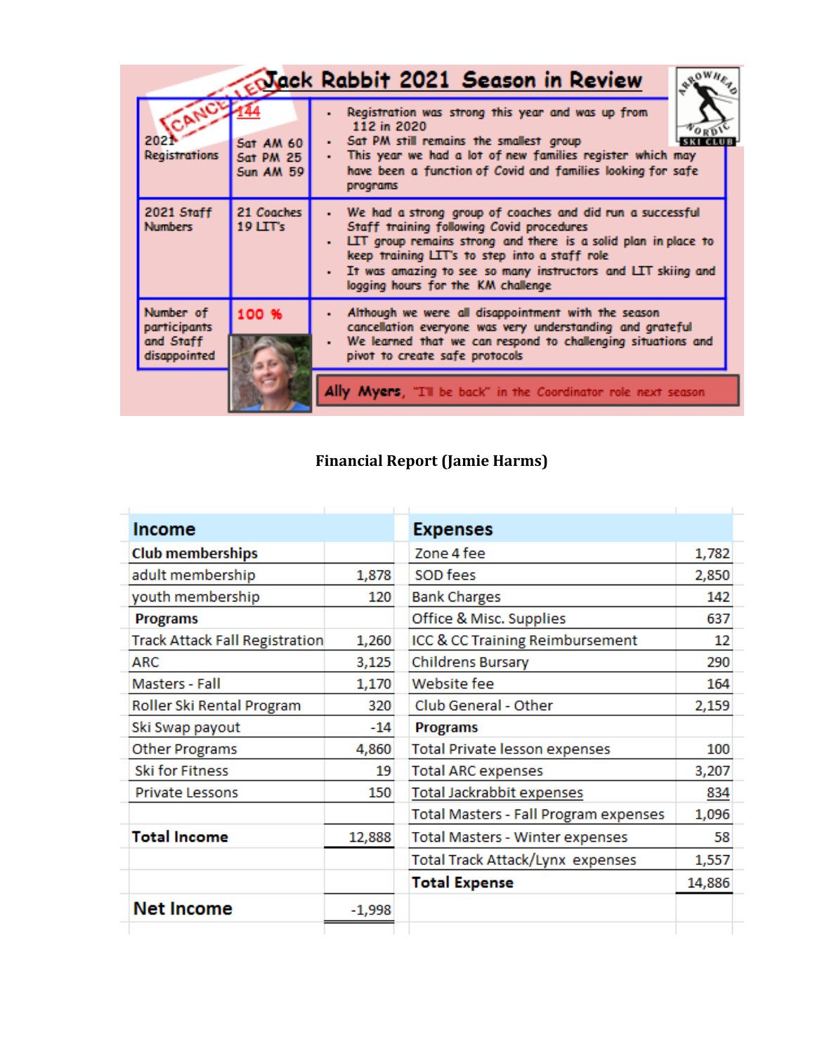## Jack Rabbit 2021 Season in Review

CANCELLED

| | | |
|---|---|---|
| 2021 Registrations | 144<br>Sat AM 60<br>Sat PM 25<br>Sun AM 59 | • Registration was strong this year and was up from 112 in 2020<br>• Sat PM still remains the smallest group<br>• This year we had a lot of new families register which may have been a function of Covid and families looking for safe programs |
| 2021 Staff Numbers | 21 Coaches<br>19 LIT's | • We had a strong group of coaches and did run a successful Staff training following Covid procedures<br>• LIT group remains strong and there is a solid plan in place to keep training LIT's to step into a staff role<br>• It was amazing to see so many instructors and LIT skiing and logging hours for the KM challenge |
| Number of participants and Staff disappointed | 100 % | • Although we were all disappointment with the season cancellation everyone was very understanding and grateful<br>• We learned that we can respond to challenging situations and pivot to create safe protocols |

**Ally Myers**, "I'll be back" in the Coordinator role next season

### Financial Report (Jamie Harms)

| Income | | Expenses | |
|---|---|---|---|
| **Club memberships** | | Zone 4 fee | 1,782 |
| adult membership | 1,878 | SOD fees | 2,850 |
| youth membership | 120 | Bank Charges | 142 |
| **Programs** | | Office & Misc. Supplies | 637 |
| Track Attack Fall Registration | 1,260 | ICC & CC Training Reimbursement | 12 |
| ARC | 3,125 | Childrens Bursary | 290 |
| Masters - Fall | 1,170 | Website fee | 164 |
| Roller Ski Rental Program | 320 | Club General - Other | 2,159 |
| Ski Swap payout | -14 | **Programs** | |
| Other Programs | 4,860 | Total Private lesson expenses | 100 |
| Ski for Fitness | 19 | Total ARC expenses | 3,207 |
| Private Lessons | 150 | Total Jackrabbit expenses | 834 |
| | | Total Masters - Fall Program expenses | 1,096 |
| **Total Income** | 12,888 | Total Masters - Winter expenses | 58 |
| | | Total Track Attack/Lynx expenses | 1,557 |
| | | **Total Expense** | 14,886 |
| **Net Income** | -1,998 | | |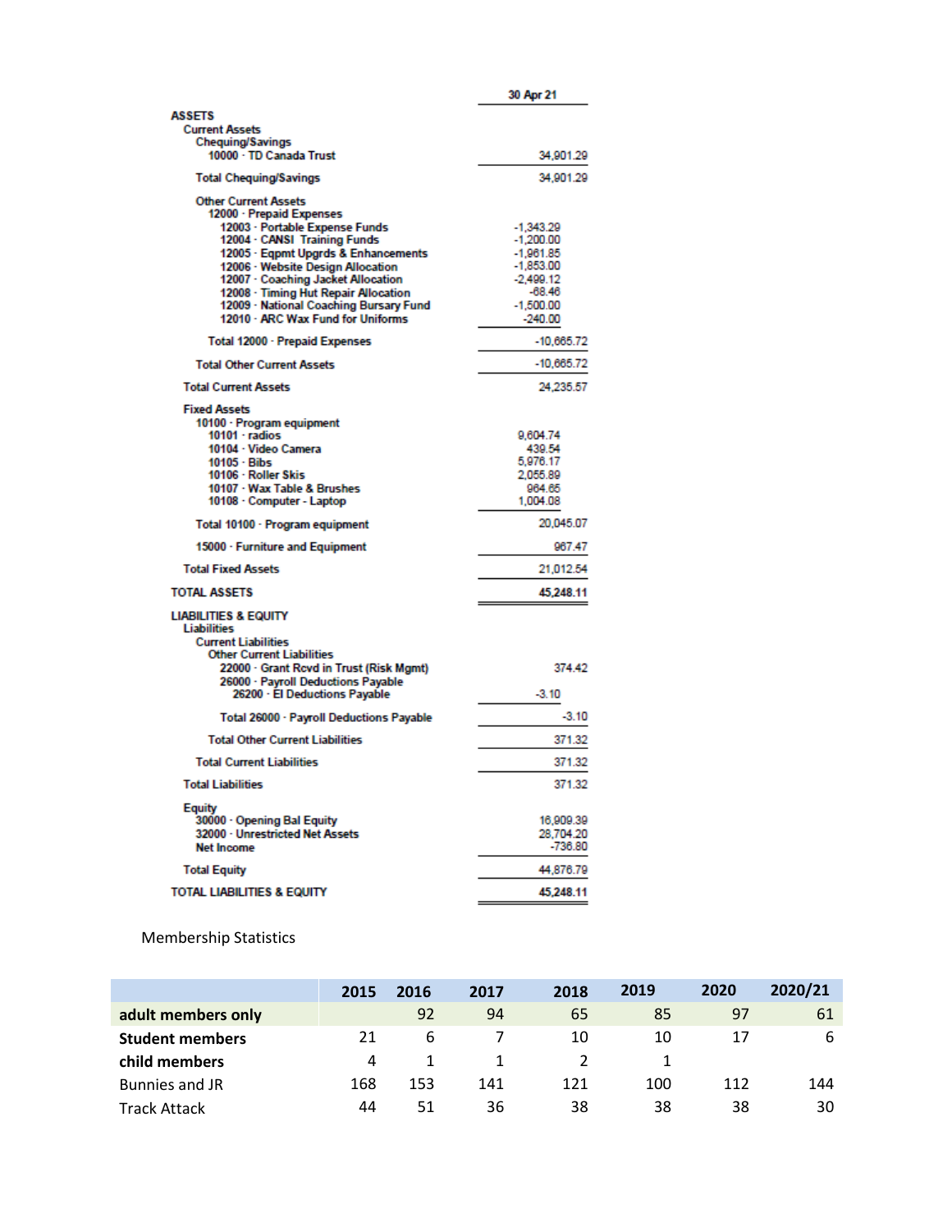| | 30 Apr 21 |
|---|---|
| **ASSETS** | |
| Current Assets | |
| Chequing/Savings | |
| 10000 · TD Canada Trust | 34,901.29 |
| Total Chequing/Savings | 34,901.29 |
| Other Current Assets | |
| 12000 · Prepaid Expenses | |
| 12003 · Portable Expense Funds | -1,343.29 |
| 12004 · CANSI Training Funds | -1,200.00 |
| 12005 · Eqpmt Upgrds & Enhancements | -1,961.85 |
| 12006 · Website Design Allocation | -1,853.00 |
| 12007 · Coaching Jacket Allocation | -2,499.12 |
| 12008 · Timing Hut Repair Allocation | -68.46 |
| 12009 · National Coaching Bursary Fund | -1,500.00 |
| 12010 · ARC Wax Fund for Uniforms | -240.00 |
| Total 12000 · Prepaid Expenses | -10,665.72 |
| Total Other Current Assets | -10,665.72 |
| Total Current Assets | 24,235.57 |
| Fixed Assets | |
| 10100 · Program equipment | |
| 10101 · radios | 9,604.74 |
| 10104 · Video Camera | 439.54 |
| 10105 · Bibs | 5,976.17 |
| 10106 · Roller Skis | 2,055.89 |
| 10107 · Wax Table & Brushes | 964.65 |
| 10108 · Computer - Laptop | 1,004.08 |
| Total 10100 · Program equipment | 20,045.07 |
| 15000 · Furniture and Equipment | 967.47 |
| Total Fixed Assets | 21,012.54 |
| **TOTAL ASSETS** | **45,248.11** |
| **LIABILITIES & EQUITY** | |
| Liabilities | |
| Current Liabilities | |
| Other Current Liabilities | |
| 22000 · Grant Rcvd in Trust (Risk Mgmt) | 374.42 |
| 26000 · Payroll Deductions Payable | |
| 26200 · EI Deductions Payable | -3.10 |
| Total 26000 · Payroll Deductions Payable | -3.10 |
| Total Other Current Liabilities | 371.32 |
| Total Current Liabilities | 371.32 |
| Total Liabilities | 371.32 |
| Equity | |
| 30000 · Opening Bal Equity | 16,909.39 |
| 32000 · Unrestricted Net Assets | 28,704.20 |
| Net Income | -736.80 |
| Total Equity | 44,876.79 |
| **TOTAL LIABILITIES & EQUITY** | **45,248.11** |

Membership Statistics

| | 2015 | 2016 | 2017 | 2018 | 2019 | 2020 | 2020/21 |
|---|---|---|---|---|---|---|---|
| **adult members only** | | 92 | 94 | 65 | 85 | 97 | 61 |
| **Student members** | 21 | 6 | 7 | 10 | 10 | 17 | 6 |
| **child members** | 4 | 1 | 1 | 2 | 1 | | |
| Bunnies and JR | 168 | 153 | 141 | 121 | 100 | 112 | 144 |
| Track Attack | 44 | 51 | 36 | 38 | 38 | 38 | 30 |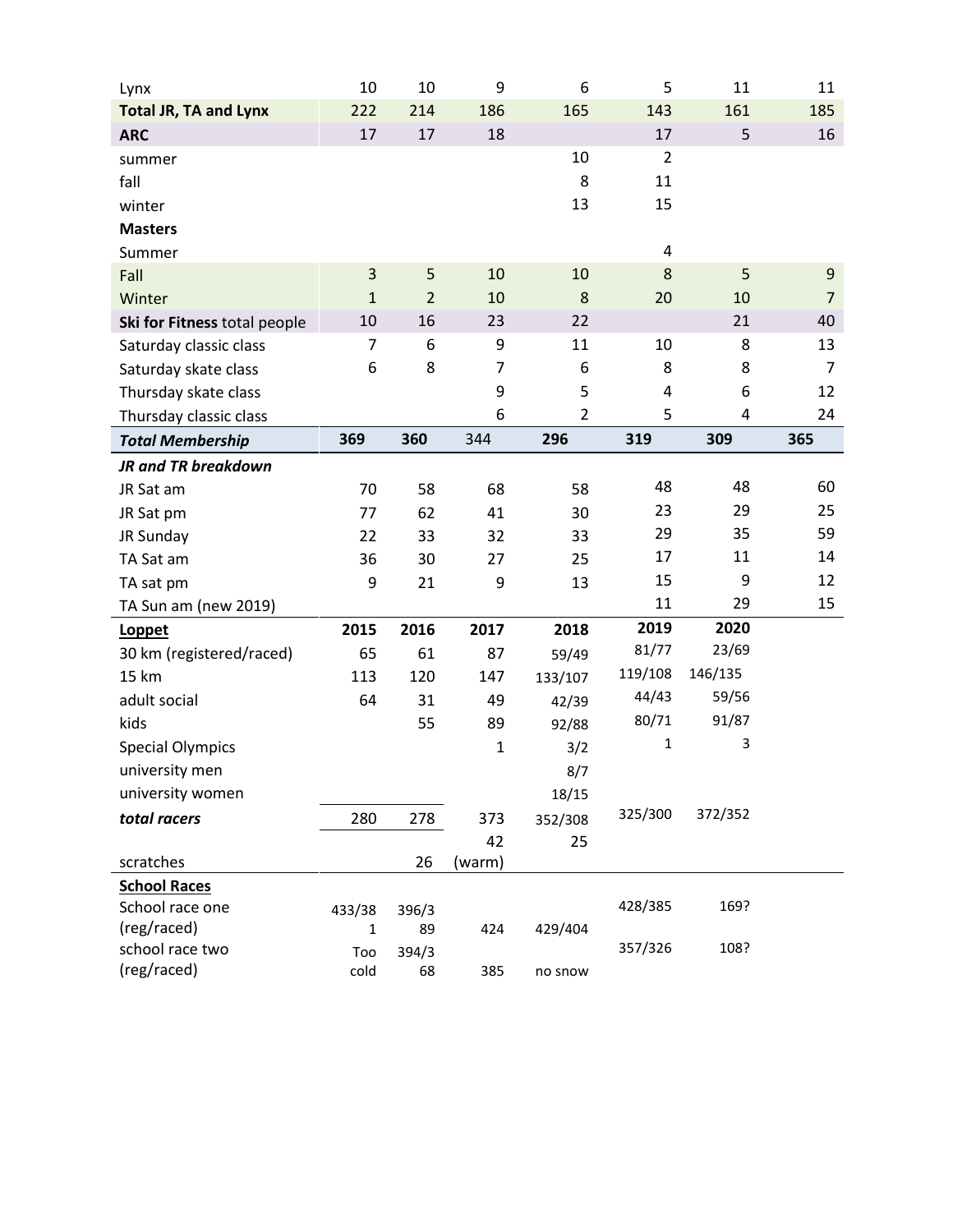| | | | | | | | |
|---|---|---|---|---|---|---|---|
| Lynx | 10 | 10 | 9 | 6 | 5 | 11 | 11 |
| **Total JR, TA and Lynx** | 222 | 214 | 186 | 165 | 143 | 161 | 185 |
| **ARC** | 17 | 17 | 18 | | 17 | 5 | 16 |
| summer | | | | 10 | 2 | | |
| fall | | | | 8 | 11 | | |
| winter | | | | 13 | 15 | | |
| **Masters** | | | | | | | |
| Summer | | | | | 4 | | |
| Fall | 3 | 5 | 10 | 10 | 8 | 5 | 9 |
| Winter | 1 | 2 | 10 | 8 | 20 | 10 | 7 |
| **Ski for Fitness** total people | 10 | 16 | 23 | 22 | | 21 | 40 |
| Saturday classic class | 7 | 6 | 9 | 11 | 10 | 8 | 13 |
| Saturday skate class | 6 | 8 | 7 | 6 | 8 | 8 | 7 |
| Thursday skate class | | | 9 | 5 | 4 | 6 | 12 |
| Thursday classic class | | | 6 | 2 | 5 | 4 | 24 |
| ***Total Membership*** | **369** | **360** | 344 | **296** | **319** | **309** | **365** |
| ***JR and TR breakdown*** | | | | | | | |
| JR Sat am | 70 | 58 | 68 | 58 | 48 | 48 | 60 |
| JR Sat pm | 77 | 62 | 41 | 30 | 23 | 29 | 25 |
| JR Sunday | 22 | 33 | 32 | 33 | 29 | 35 | 59 |
| TA Sat am | 36 | 30 | 27 | 25 | 17 | 11 | 14 |
| TA sat pm | 9 | 21 | 9 | 13 | 15 | 9 | 12 |
| TA Sun am (new 2019) | | | | | 11 | 29 | 15 |

| **Loppet** | **2015** | **2016** | **2017** | **2018** | **2019** | **2020** |
|---|---|---|---|---|---|---|
| 30 km (registered/raced) | 65 | 61 | 87 | 59/49 | 81/77 | 23/69 |
| 15 km | 113 | 120 | 147 | 133/107 | 119/108 | 146/135 |
| adult social | 64 | 31 | 49 | 42/39 | 44/43 | 59/56 |
| kids | | 55 | 89 | 92/88 | 80/71 | 91/87 |
| Special Olympics | | | 1 | 3/2 | 1 | 3 |
| university men | | | | 8/7 | | |
| university women | | | | 18/15 | | |
| ***total racers*** | 280 | 278 | 373 | 352/308 | 325/300 | 372/352 |
| scratches | | 26 | 42 (warm) | 25 | | |

| **School Races** | | | | | | |
|---|---|---|---|---|---|---|
| School race one (reg/raced) | 433/381 | 396/389 | 424 | 429/404 | 428/385 | 169? |
| school race two (reg/raced) | Too cold | 394/368 | 385 | no snow | 357/326 | 108? |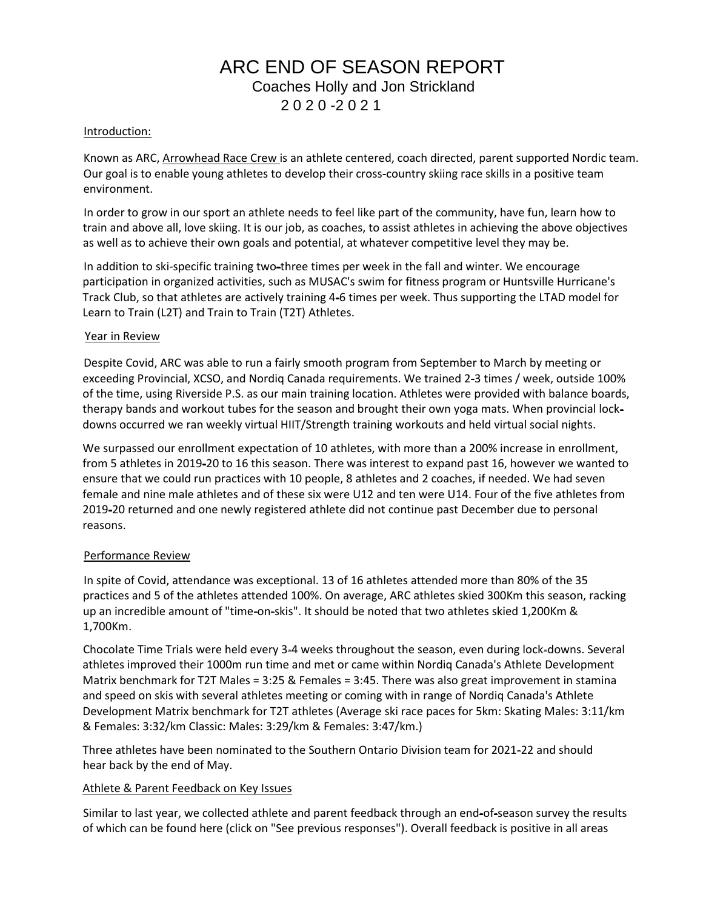# ARC END OF SEASON REPORT

## Coaches Holly and Jon Strickland

## 2020-2021

Introduction:

Known as ARC, Arrowhead Race Crew is an athlete centered, coach directed, parent supported Nordic team. Our goal is to enable young athletes to develop their cross-country skiing race skills in a positive team environment.

In order to grow in our sport an athlete needs to feel like part of the community, have fun, learn how to train and above all, love skiing. It is our job, as coaches, to assist athletes in achieving the above objectives as well as to achieve their own goals and potential, at whatever competitive level they may be.

In addition to ski-specific training two-three times per week in the fall and winter. We encourage participation in organized activities, such as MUSAC's swim for fitness program or Huntsville Hurricane's Track Club, so that athletes are actively training 4-6 times per week. Thus supporting the LTAD model for Learn to Train (L2T) and Train to Train (T2T) Athletes.

Year in Review

Despite Covid, ARC was able to run a fairly smooth program from September to March by meeting or exceeding Provincial, XCSO, and Nordiq Canada requirements. We trained 2-3 times / week, outside 100% of the time, using Riverside P.S. as our main training location. Athletes were provided with balance boards, therapy bands and workout tubes for the season and brought their own yoga mats. When provincial lock-downs occurred we ran weekly virtual HIIT/Strength training workouts and held virtual social nights.

We surpassed our enrollment expectation of 10 athletes, with more than a 200% increase in enrollment, from 5 athletes in 2019-20 to 16 this season. There was interest to expand past 16, however we wanted to ensure that we could run practices with 10 people, 8 athletes and 2 coaches, if needed. We had seven female and nine male athletes and of these six were U12 and ten were U14. Four of the five athletes from 2019-20 returned and one newly registered athlete did not continue past December due to personal reasons.

Performance Review

In spite of Covid, attendance was exceptional. 13 of 16 athletes attended more than 80% of the 35 practices and 5 of the athletes attended 100%. On average, ARC athletes skied 300Km this season, racking up an incredible amount of "time-on-skis". It should be noted that two athletes skied 1,200Km & 1,700Km.

Chocolate Time Trials were held every 3-4 weeks throughout the season, even during lock-downs. Several athletes improved their 1000m run time and met or came within Nordiq Canada's Athlete Development Matrix benchmark for T2T Males = 3:25 & Females = 3:45. There was also great improvement in stamina and speed on skis with several athletes meeting or coming with in range of Nordiq Canada's Athlete Development Matrix benchmark for T2T athletes (Average ski race paces for 5km: Skating Males: 3:11/km & Females: 3:32/km Classic: Males: 3:29/km & Females: 3:47/km.)

Three athletes have been nominated to the Southern Ontario Division team for 2021-22 and should hear back by the end of May.

Athlete & Parent Feedback on Key Issues

Similar to last year, we collected athlete and parent feedback through an end-of-season survey the results of which can be found here (click on "See previous responses"). Overall feedback is positive in all areas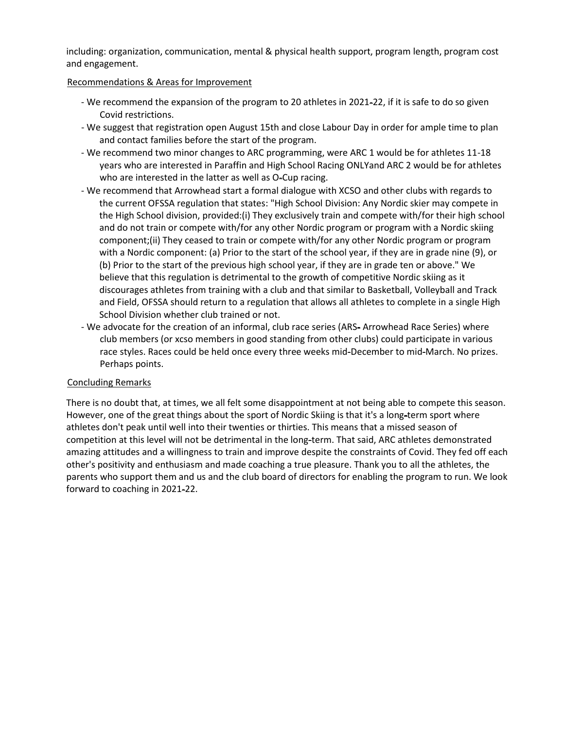including: organization, communication, mental & physical health support, program length, program cost and engagement.

## Recommendations & Areas for Improvement

- We recommend the expansion of the program to 20 athletes in 2021-22, if it is safe to do so given Covid restrictions.
- We suggest that registration open August 15th and close Labour Day in order for ample time to plan and contact families before the start of the program.
- We recommend two minor changes to ARC programming, were ARC 1 would be for athletes 11-18 years who are interested in Paraffin and High School Racing ONLYand ARC 2 would be for athletes who are interested in the latter as well as O-Cup racing.
- We recommend that Arrowhead start a formal dialogue with XCSO and other clubs with regards to the current OFSSA regulation that states: "High School Division: Any Nordic skier may compete in the High School division, provided:(i) They exclusively train and compete with/for their high school and do not train or compete with/for any other Nordic program or program with a Nordic skiing component;(ii) They ceased to train or compete with/for any other Nordic program or program with a Nordic component: (a) Prior to the start of the school year, if they are in grade nine (9), or (b) Prior to the start of the previous high school year, if they are in grade ten or above." We believe that this regulation is detrimental to the growth of competitive Nordic skiing as it discourages athletes from training with a club and that similar to Basketball, Volleyball and Track and Field, OFSSA should return to a regulation that allows all athletes to complete in a single High School Division whether club trained or not.
- We advocate for the creation of an informal, club race series (ARS- Arrowhead Race Series) where club members (or xcso members in good standing from other clubs) could participate in various race styles. Races could be held once every three weeks mid-December to mid-March. No prizes. Perhaps points.

## Concluding Remarks

There is no doubt that, at times, we all felt some disappointment at not being able to compete this season. However, one of the great things about the sport of Nordic Skiing is that it's a long-term sport where athletes don't peak until well into their twenties or thirties. This means that a missed season of competition at this level will not be detrimental in the long-term. That said, ARC athletes demonstrated amazing attitudes and a willingness to train and improve despite the constraints of Covid. They fed off each other's positivity and enthusiasm and made coaching a true pleasure. Thank you to all the athletes, the parents who support them and us and the club board of directors for enabling the program to run. We look forward to coaching in 2021-22.